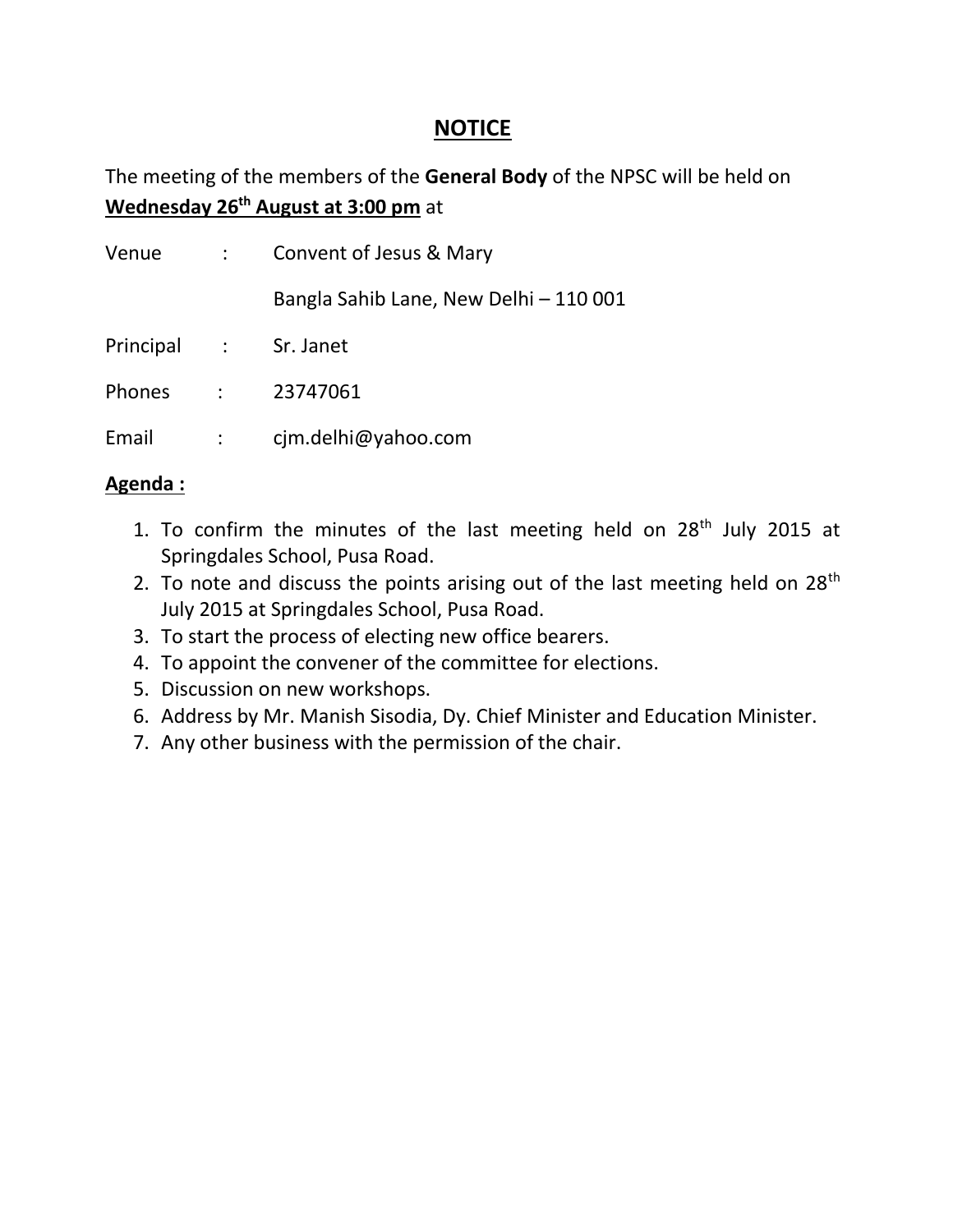# NOTICE

The meeting of the members of the **General Body** of the NPSC will be held on **Wednesday 26th August at 3:00 pm** at

| | | |
|---|---|---|
| Venue | : | Convent of Jesus & Mary |
| | | Bangla Sahib Lane, New Delhi – 110 001 |
| Principal | : | Sr. Janet |
| Phones | : | 23747061 |
| Email | : | cjm.delhi@yahoo.com |

**Agenda :**

1. To confirm the minutes of the last meeting held on 28th July 2015 at Springdales School, Pusa Road.
2. To note and discuss the points arising out of the last meeting held on 28th July 2015 at Springdales School, Pusa Road.
3. To start the process of electing new office bearers.
4. To appoint the convener of the committee for elections.
5. Discussion on new workshops.
6. Address by Mr. Manish Sisodia, Dy. Chief Minister and Education Minister.
7. Any other business with the permission of the chair.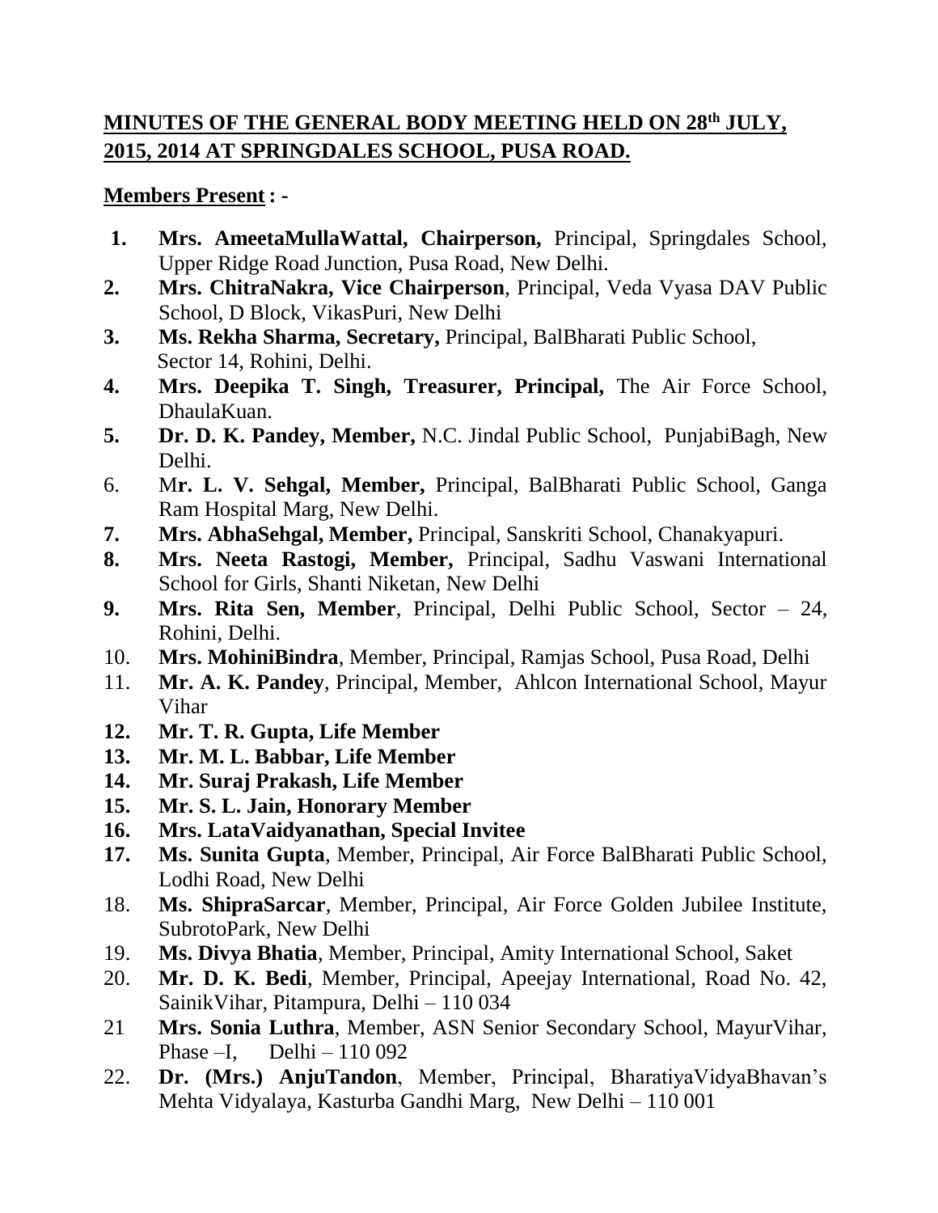## MINUTES OF THE GENERAL BODY MEETING HELD ON 28th JULY, 2015, 2014 AT SPRINGDALES SCHOOL, PUSA ROAD.

**Members Present : -**

1. **Mrs. AmeetaMullaWattal, Chairperson,** Principal, Springdales School, Upper Ridge Road Junction, Pusa Road, New Delhi.
2. **Mrs. ChitraNakra, Vice Chairperson**, Principal, Veda Vyasa DAV Public School, D Block, VikasPuri, New Delhi
3. **Ms. Rekha Sharma, Secretary,** Principal, BalBharati Public School, Sector 14, Rohini, Delhi.
4. **Mrs. Deepika T. Singh, Treasurer, Principal,** The Air Force School, DhaulaKuan.
5. **Dr. D. K. Pandey, Member,** N.C. Jindal Public School, PunjabiBagh, New Delhi.
6. M**r. L. V. Sehgal, Member,** Principal, BalBharati Public School, Ganga Ram Hospital Marg, New Delhi.
7. **Mrs. AbhaSehgal, Member,** Principal, Sanskriti School, Chanakyapuri.
8. **Mrs. Neeta Rastogi, Member,** Principal, Sadhu Vaswani International School for Girls, Shanti Niketan, New Delhi
9. **Mrs. Rita Sen, Member**, Principal, Delhi Public School, Sector – 24, Rohini, Delhi.
10. **Mrs. MohiniBindra**, Member, Principal, Ramjas School, Pusa Road, Delhi
11. **Mr. A. K. Pandey**, Principal, Member, Ahlcon International School, Mayur Vihar
12. **Mr. T. R. Gupta, Life Member**
13. **Mr. M. L. Babbar, Life Member**
14. **Mr. Suraj Prakash, Life Member**
15. **Mr. S. L. Jain, Honorary Member**
16. **Mrs. LataVaidyanathan, Special Invitee**
17. **Ms. Sunita Gupta**, Member, Principal, Air Force BalBharati Public School, Lodhi Road, New Delhi
18. **Ms. ShipraSarcar**, Member, Principal, Air Force Golden Jubilee Institute, SubrotoPark, New Delhi
19. **Ms. Divya Bhatia**, Member, Principal, Amity International School, Saket
20. **Mr. D. K. Bedi**, Member, Principal, Apeejay International, Road No. 42, SainikVihar, Pitampura, Delhi – 110 034
21. **Mrs. Sonia Luthra**, Member, ASN Senior Secondary School, MayurVihar, Phase –I, Delhi – 110 092
22. **Dr. (Mrs.) AnjuTandon**, Member, Principal, BharatiyaVidyaBhavan's Mehta Vidyalaya, Kasturba Gandhi Marg, New Delhi – 110 001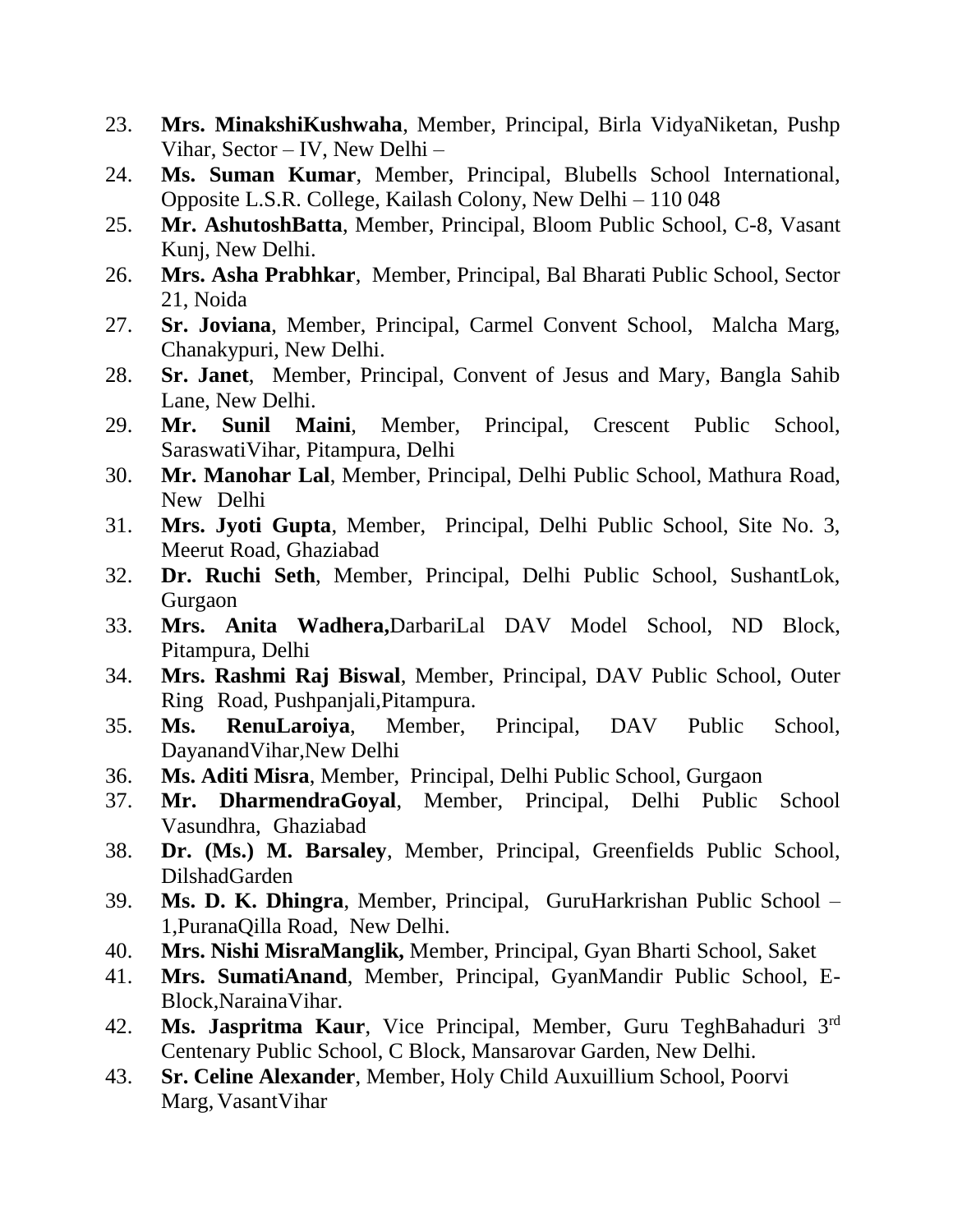23. **Mrs. MinakshiKushwaha**, Member, Principal, Birla VidyaNiketan, Pushp Vihar, Sector – IV, New Delhi –
24. **Ms. Suman Kumar**, Member, Principal, Blubells School International, Opposite L.S.R. College, Kailash Colony, New Delhi – 110 048
25. **Mr. AshutoshBatta**, Member, Principal, Bloom Public School, C-8, Vasant Kunj, New Delhi.
26. **Mrs. Asha Prabhkar**, Member, Principal, Bal Bharati Public School, Sector 21, Noida
27. **Sr. Joviana**, Member, Principal, Carmel Convent School, Malcha Marg, Chanakypuri, New Delhi.
28. **Sr. Janet**, Member, Principal, Convent of Jesus and Mary, Bangla Sahib Lane, New Delhi.
29. **Mr. Sunil Maini**, Member, Principal, Crescent Public School, SaraswatiVihar, Pitampura, Delhi
30. **Mr. Manohar Lal**, Member, Principal, Delhi Public School, Mathura Road, New Delhi
31. **Mrs. Jyoti Gupta**, Member, Principal, Delhi Public School, Site No. 3, Meerut Road, Ghaziabad
32. **Dr. Ruchi Seth**, Member, Principal, Delhi Public School, SushantLok, Gurgaon
33. **Mrs. Anita Wadhera,**DarbariLal DAV Model School, ND Block, Pitampura, Delhi
34. **Mrs. Rashmi Raj Biswal**, Member, Principal, DAV Public School, Outer Ring Road, Pushpanjali,Pitampura.
35. **Ms. RenuLaroiya**, Member, Principal, DAV Public School, DayanandVihar,New Delhi
36. **Ms. Aditi Misra**, Member, Principal, Delhi Public School, Gurgaon
37. **Mr. DharmendraGoyal**, Member, Principal, Delhi Public School Vasundhra, Ghaziabad
38. **Dr. (Ms.) M. Barsaley**, Member, Principal, Greenfields Public School, DilshadGarden
39. **Ms. D. K. Dhingra**, Member, Principal, GuruHarkrishan Public School – 1,PuranaQilla Road, New Delhi.
40. **Mrs. Nishi MisraManglik,** Member, Principal, Gyan Bharti School, Saket
41. **Mrs. SumatiAnand**, Member, Principal, GyanMandir Public School, E-Block,NarainaVihar.
42. **Ms. Jaspritma Kaur**, Vice Principal, Member, Guru TeghBahaduri 3rd Centenary Public School, C Block, Mansarovar Garden, New Delhi.
43. **Sr. Celine Alexander**, Member, Holy Child Auxuillium School, Poorvi Marg, VasantVihar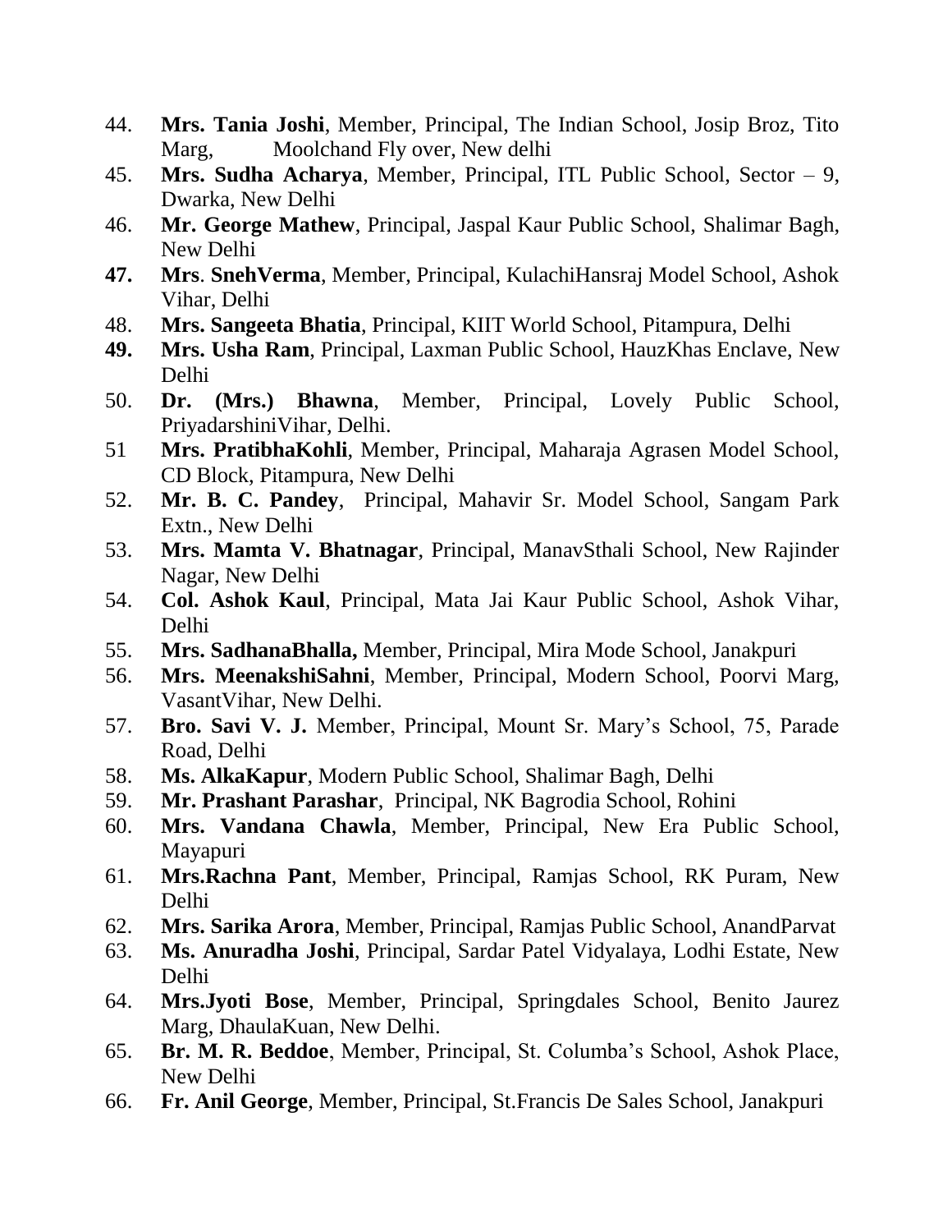44. **Mrs. Tania Joshi**, Member, Principal, The Indian School, Josip Broz, Tito Marg, Moolchand Fly over, New delhi
45. **Mrs. Sudha Acharya**, Member, Principal, ITL Public School, Sector – 9, Dwarka, New Delhi
46. **Mr. George Mathew**, Principal, Jaspal Kaur Public School, Shalimar Bagh, New Delhi
47. **Mrs**. **SnehVerma**, Member, Principal, KulachiHansraj Model School, Ashok Vihar, Delhi
48. **Mrs. Sangeeta Bhatia**, Principal, KIIT World School, Pitampura, Delhi
49. **Mrs. Usha Ram**, Principal, Laxman Public School, HauzKhas Enclave, New Delhi
50. **Dr. (Mrs.) Bhawna**, Member, Principal, Lovely Public School, PriyadarshiniVihar, Delhi.
51. **Mrs. PratibhaKohli**, Member, Principal, Maharaja Agrasen Model School, CD Block, Pitampura, New Delhi
52. **Mr. B. C. Pandey**, Principal, Mahavir Sr. Model School, Sangam Park Extn., New Delhi
53. **Mrs. Mamta V. Bhatnagar**, Principal, ManavSthali School, New Rajinder Nagar, New Delhi
54. **Col. Ashok Kaul**, Principal, Mata Jai Kaur Public School, Ashok Vihar, Delhi
55. **Mrs. SadhanaBhalla,** Member, Principal, Mira Mode School, Janakpuri
56. **Mrs. MeenakshiSahni**, Member, Principal, Modern School, Poorvi Marg, VasantVihar, New Delhi.
57. **Bro. Savi V. J.** Member, Principal, Mount Sr. Mary's School, 75, Parade Road, Delhi
58. **Ms. AlkaKapur**, Modern Public School, Shalimar Bagh, Delhi
59. **Mr. Prashant Parashar**, Principal, NK Bagrodia School, Rohini
60. **Mrs. Vandana Chawla**, Member, Principal, New Era Public School, Mayapuri
61. **Mrs.Rachna Pant**, Member, Principal, Ramjas School, RK Puram, New Delhi
62. **Mrs. Sarika Arora**, Member, Principal, Ramjas Public School, AnandParvat
63. **Ms. Anuradha Joshi**, Principal, Sardar Patel Vidyalaya, Lodhi Estate, New Delhi
64. **Mrs.Jyoti Bose**, Member, Principal, Springdales School, Benito Jaurez Marg, DhaulaKuan, New Delhi.
65. **Br. M. R. Beddoe**, Member, Principal, St. Columba's School, Ashok Place, New Delhi
66. **Fr. Anil George**, Member, Principal, St.Francis De Sales School, Janakpuri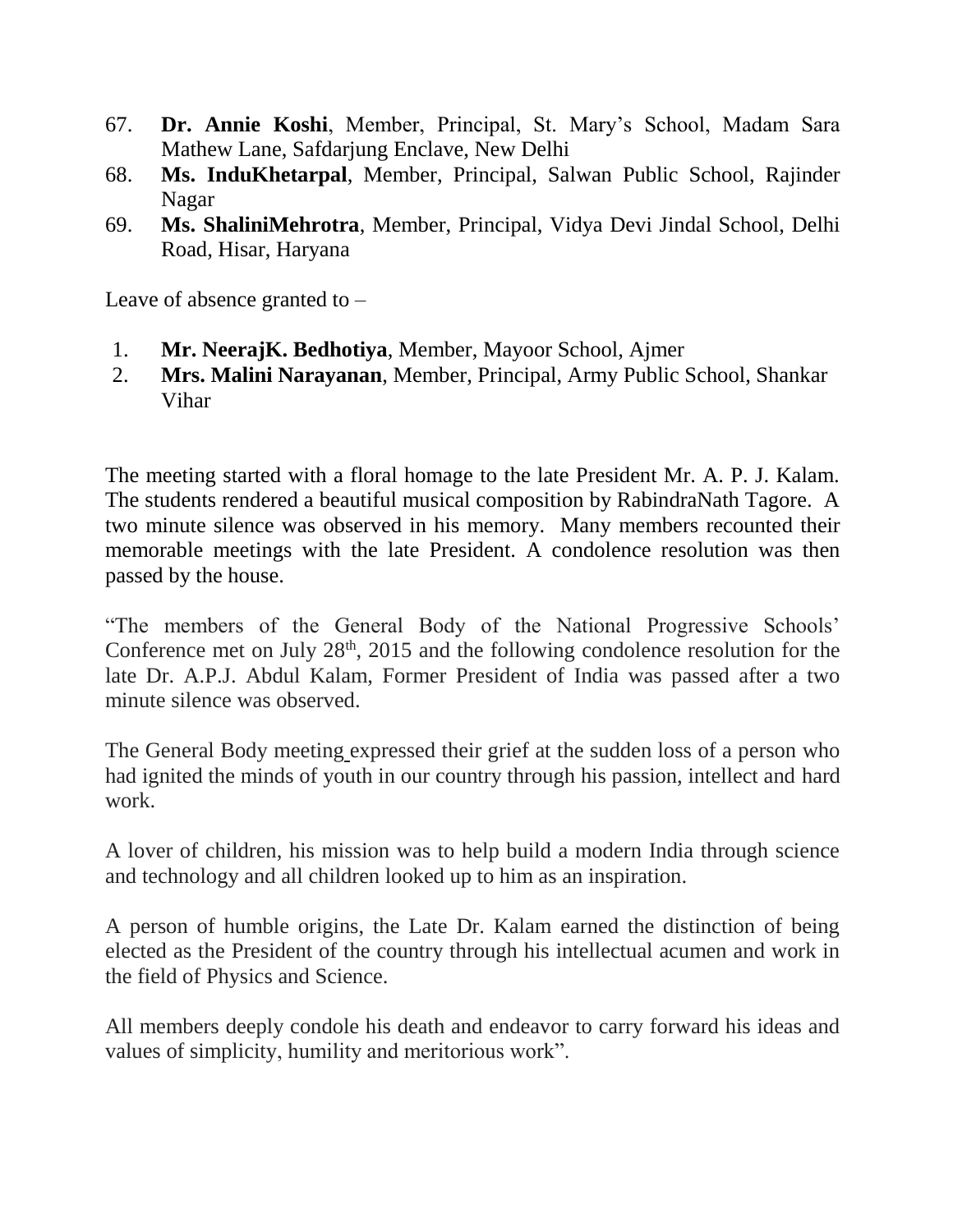67. **Dr. Annie Koshi**, Member, Principal, St. Mary's School, Madam Sara Mathew Lane, Safdarjung Enclave, New Delhi
68. **Ms. InduKhetarpal**, Member, Principal, Salwan Public School, Rajinder Nagar
69. **Ms. ShaliniMehrotra**, Member, Principal, Vidya Devi Jindal School, Delhi Road, Hisar, Haryana

Leave of absence granted to –

1. **Mr. NeerajK. Bedhotiya**, Member, Mayoor School, Ajmer
2. **Mrs. Malini Narayanan**, Member, Principal, Army Public School, Shankar Vihar

The meeting started with a floral homage to the late President Mr. A. P. J. Kalam. The students rendered a beautiful musical composition by RabindraNath Tagore. A two minute silence was observed in his memory. Many members recounted their memorable meetings with the late President. A condolence resolution was then passed by the house.

"The members of the General Body of the National Progressive Schools' Conference met on July 28th, 2015 and the following condolence resolution for the late Dr. A.P.J. Abdul Kalam, Former President of India was passed after a two minute silence was observed.

The General Body meeting expressed their grief at the sudden loss of a person who had ignited the minds of youth in our country through his passion, intellect and hard work.

A lover of children, his mission was to help build a modern India through science and technology and all children looked up to him as an inspiration.

A person of humble origins, the Late Dr. Kalam earned the distinction of being elected as the President of the country through his intellectual acumen and work in the field of Physics and Science.

All members deeply condole his death and endeavor to carry forward his ideas and values of simplicity, humility and meritorious work".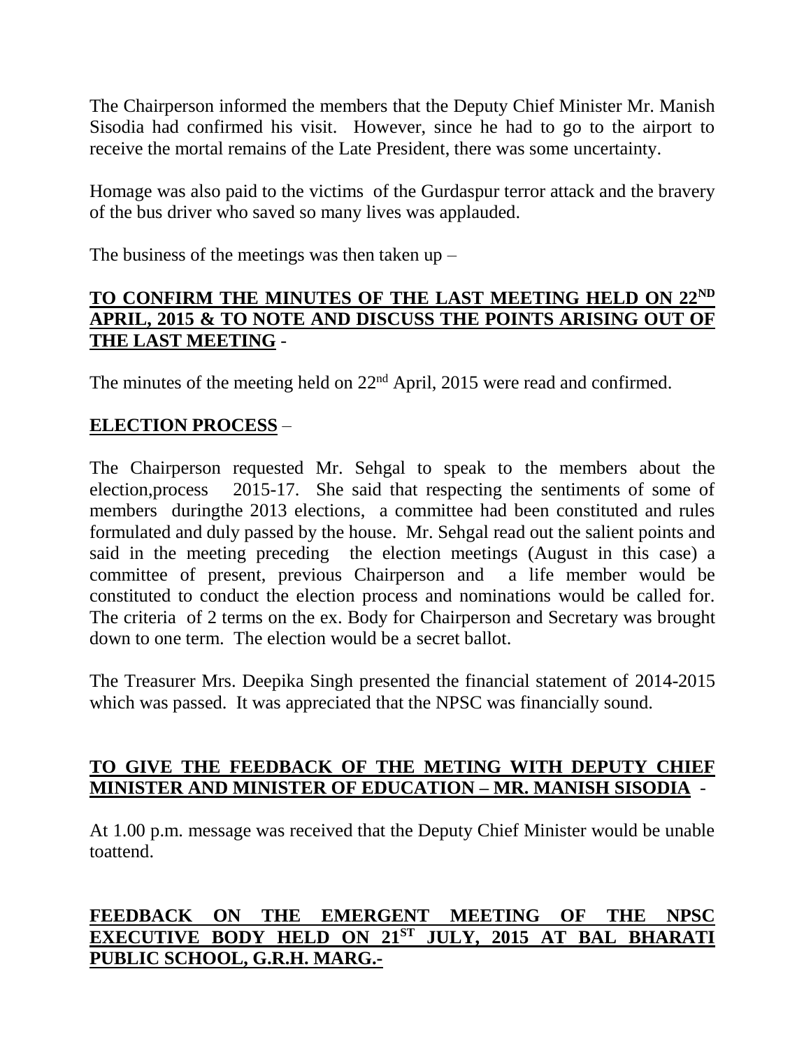The Chairperson informed the members that the Deputy Chief Minister Mr. Manish Sisodia had confirmed his visit. However, since he had to go to the airport to receive the mortal remains of the Late President, there was some uncertainty.

Homage was also paid to the victims of the Gurdaspur terror attack and the bravery of the bus driver who saved so many lives was applauded.

The business of the meetings was then taken up –

**TO CONFIRM THE MINUTES OF THE LAST MEETING HELD ON 22ND APRIL, 2015 & TO NOTE AND DISCUSS THE POINTS ARISING OUT OF THE LAST MEETING** -

The minutes of the meeting held on 22nd April, 2015 were read and confirmed.

**ELECTION PROCESS** –

The Chairperson requested Mr. Sehgal to speak to the members about the election,process 2015-17. She said that respecting the sentiments of some of members duringthe 2013 elections, a committee had been constituted and rules formulated and duly passed by the house. Mr. Sehgal read out the salient points and said in the meeting preceding the election meetings (August in this case) a committee of present, previous Chairperson and a life member would be constituted to conduct the election process and nominations would be called for. The criteria of 2 terms on the ex. Body for Chairperson and Secretary was brought down to one term. The election would be a secret ballot.

The Treasurer Mrs. Deepika Singh presented the financial statement of 2014-2015 which was passed. It was appreciated that the NPSC was financially sound.

**TO GIVE THE FEEDBACK OF THE METING WITH DEPUTY CHIEF MINISTER AND MINISTER OF EDUCATION – MR. MANISH SISODIA** -

At 1.00 p.m. message was received that the Deputy Chief Minister would be unable toattend.

**FEEDBACK ON THE EMERGENT MEETING OF THE NPSC EXECUTIVE BODY HELD ON 21ST JULY, 2015 AT BAL BHARATI PUBLIC SCHOOL, G.R.H. MARG.-**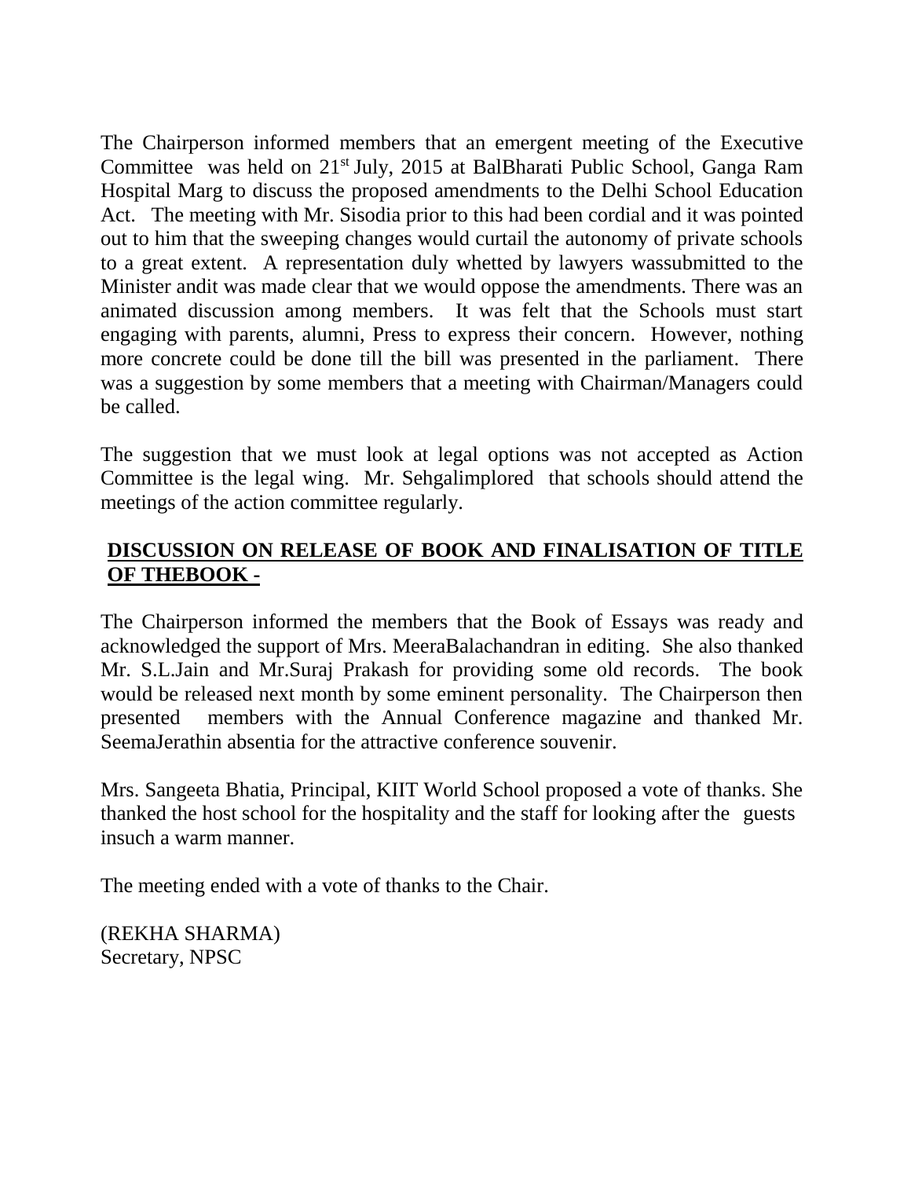The Chairperson informed members that an emergent meeting of the Executive Committee was held on 21st July, 2015 at BalBharati Public School, Ganga Ram Hospital Marg to discuss the proposed amendments to the Delhi School Education Act. The meeting with Mr. Sisodia prior to this had been cordial and it was pointed out to him that the sweeping changes would curtail the autonomy of private schools to a great extent. A representation duly whetted by lawyers wassubmitted to the Minister andit was made clear that we would oppose the amendments. There was an animated discussion among members. It was felt that the Schools must start engaging with parents, alumni, Press to express their concern. However, nothing more concrete could be done till the bill was presented in the parliament. There was a suggestion by some members that a meeting with Chairman/Managers could be called.

The suggestion that we must look at legal options was not accepted as Action Committee is the legal wing. Mr. Sehgalimplored that schools should attend the meetings of the action committee regularly.

**DISCUSSION ON RELEASE OF BOOK AND FINALISATION OF TITLE OF THEBOOK -**

The Chairperson informed the members that the Book of Essays was ready and acknowledged the support of Mrs. MeeraBalachandran in editing. She also thanked Mr. S.L.Jain and Mr.Suraj Prakash for providing some old records. The book would be released next month by some eminent personality. The Chairperson then presented members with the Annual Conference magazine and thanked Mr. SeemaJerathin absentia for the attractive conference souvenir.

Mrs. Sangeeta Bhatia, Principal, KIIT World School proposed a vote of thanks. She thanked the host school for the hospitality and the staff for looking after the guests insuch a warm manner.

The meeting ended with a vote of thanks to the Chair.

(REKHA SHARMA)
Secretary, NPSC